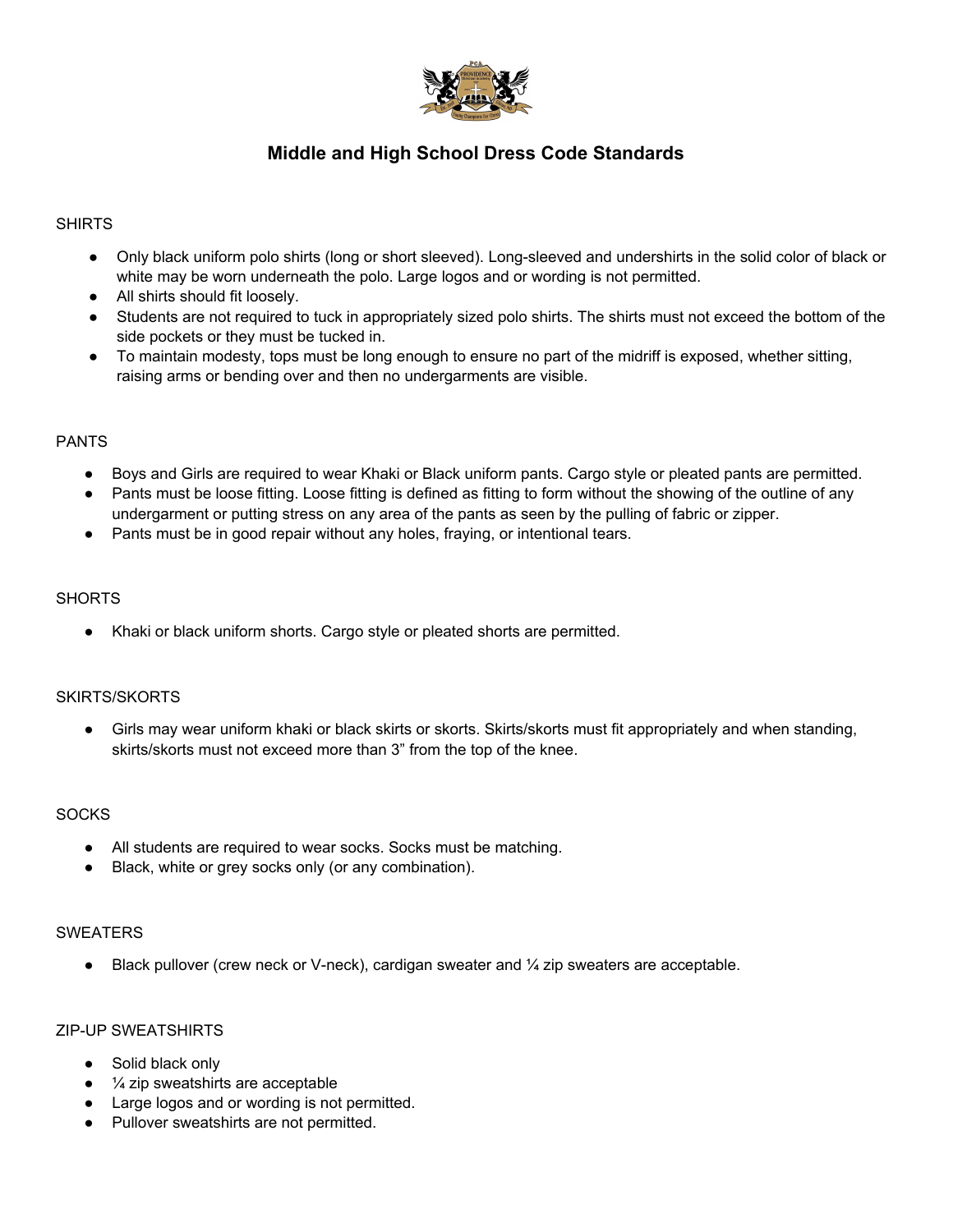# Middle and High School Dress Code Standards

SHIRTS

- Only black uniform polo shirts (long or short sleeved). Long-sleeved and undershirts in the solid color of black or white may be worn underneath the polo. Large logos and or wording is not permitted.
- All shirts should fit loosely.
- Students are not required to tuck in appropriately sized polo shirts. The shirts must not exceed the bottom of the side pockets or they must be tucked in.
- To maintain modesty, tops must be long enough to ensure no part of the midriff is exposed, whether sitting, raising arms or bending over and then no undergarments are visible.

PANTS

- Boys and Girls are required to wear Khaki or Black uniform pants. Cargo style or pleated pants are permitted.
- Pants must be loose fitting. Loose fitting is defined as fitting to form without the showing of the outline of any undergarment or putting stress on any area of the pants as seen by the pulling of fabric or zipper.
- Pants must be in good repair without any holes, fraying, or intentional tears.

SHORTS

- Khaki or black uniform shorts. Cargo style or pleated shorts are permitted.

SKIRTS/SKORTS

- Girls may wear uniform khaki or black skirts or skorts. Skirts/skorts must fit appropriately and when standing, skirts/skorts must not exceed more than 3" from the top of the knee.

SOCKS

- All students are required to wear socks. Socks must be matching.
- Black, white or grey socks only (or any combination).

SWEATERS

- Black pullover (crew neck or V-neck), cardigan sweater and ¼ zip sweaters are acceptable.

ZIP-UP SWEATSHIRTS

- Solid black only
- ¼ zip sweatshirts are acceptable
- Large logos and or wording is not permitted.
- Pullover sweatshirts are not permitted.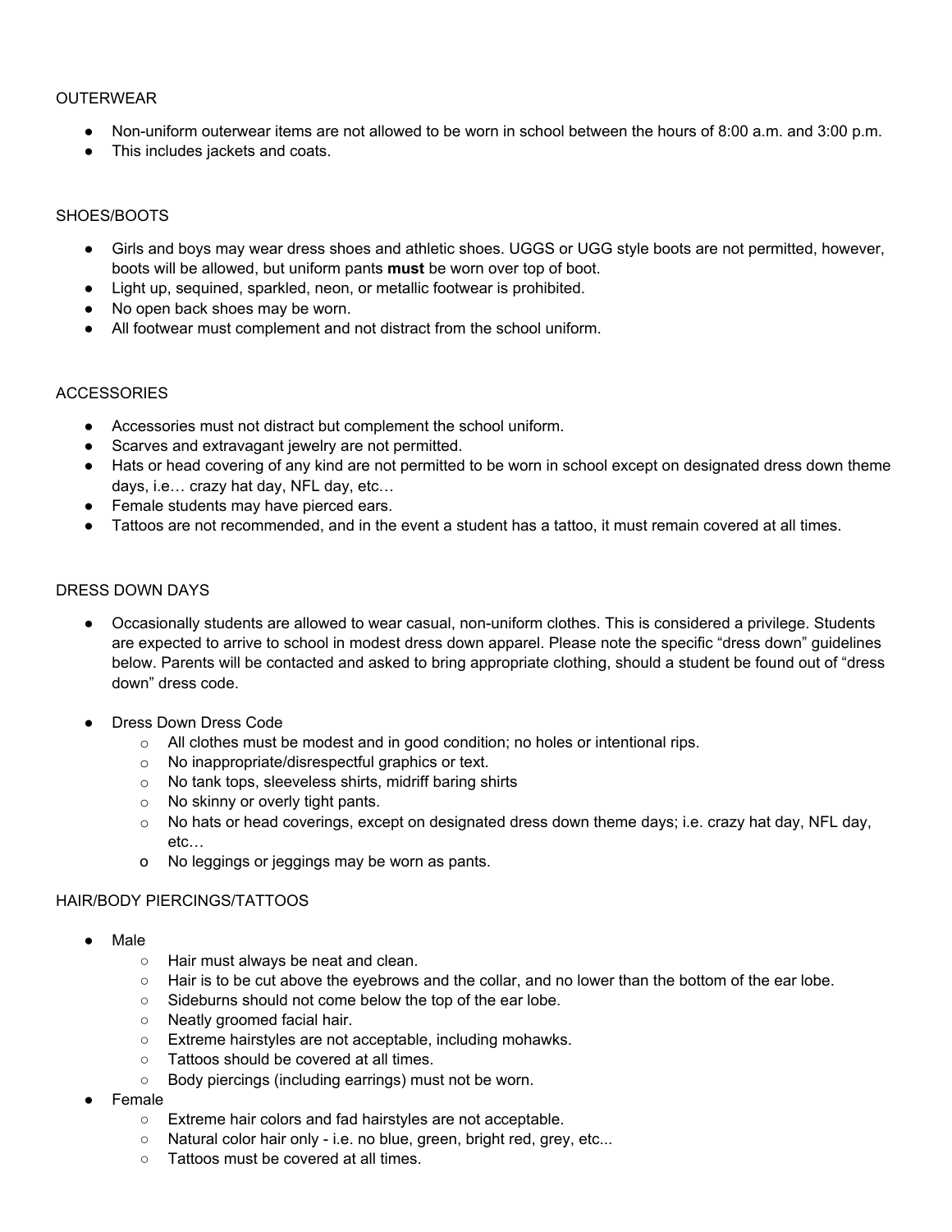## OUTERWEAR

- Non-uniform outerwear items are not allowed to be worn in school between the hours of 8:00 a.m. and 3:00 p.m.
- This includes jackets and coats.

## SHOES/BOOTS

- Girls and boys may wear dress shoes and athletic shoes. UGGS or UGG style boots are not permitted, however, boots will be allowed, but uniform pants **must** be worn over top of boot.
- Light up, sequined, sparkled, neon, or metallic footwear is prohibited.
- No open back shoes may be worn.
- All footwear must complement and not distract from the school uniform.

## ACCESSORIES

- Accessories must not distract but complement the school uniform.
- Scarves and extravagant jewelry are not permitted.
- Hats or head covering of any kind are not permitted to be worn in school except on designated dress down theme days, i.e… crazy hat day, NFL day, etc…
- Female students may have pierced ears.
- Tattoos are not recommended, and in the event a student has a tattoo, it must remain covered at all times.

## DRESS DOWN DAYS

- Occasionally students are allowed to wear casual, non-uniform clothes. This is considered a privilege. Students are expected to arrive to school in modest dress down apparel. Please note the specific "dress down" guidelines below. Parents will be contacted and asked to bring appropriate clothing, should a student be found out of "dress down" dress code.

- Dress Down Dress Code
  - All clothes must be modest and in good condition; no holes or intentional rips.
  - No inappropriate/disrespectful graphics or text.
  - No tank tops, sleeveless shirts, midriff baring shirts
  - No skinny or overly tight pants.
  - No hats or head coverings, except on designated dress down theme days; i.e. crazy hat day, NFL day, etc…
  - No leggings or jeggings may be worn as pants.

## HAIR/BODY PIERCINGS/TATTOOS

- Male
  - Hair must always be neat and clean.
  - Hair is to be cut above the eyebrows and the collar, and no lower than the bottom of the ear lobe.
  - Sideburns should not come below the top of the ear lobe.
  - Neatly groomed facial hair.
  - Extreme hairstyles are not acceptable, including mohawks.
  - Tattoos should be covered at all times.
  - Body piercings (including earrings) must not be worn.
- Female
  - Extreme hair colors and fad hairstyles are not acceptable.
  - Natural color hair only - i.e. no blue, green, bright red, grey, etc...
  - Tattoos must be covered at all times.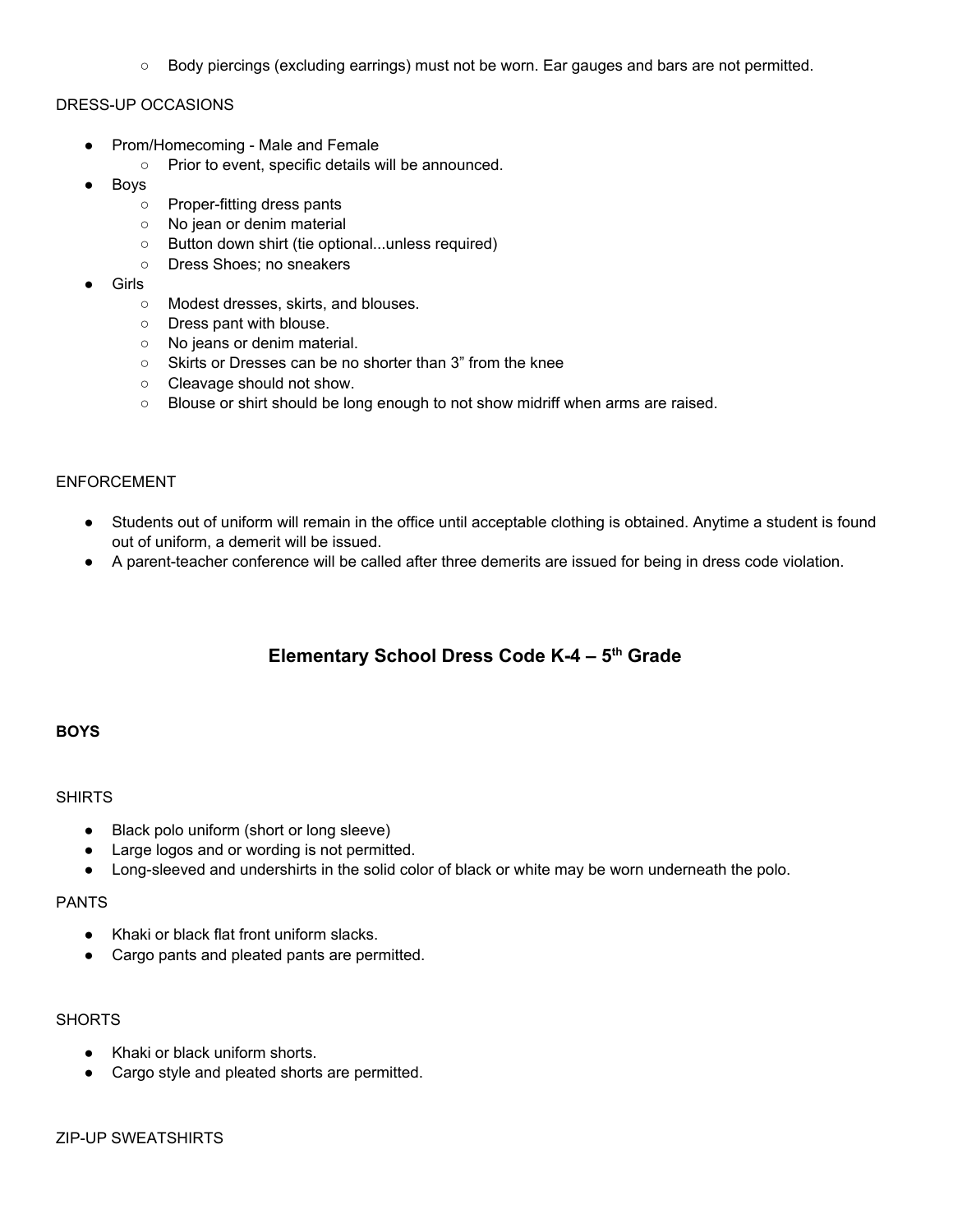- Body piercings (excluding earrings) must not be worn. Ear gauges and bars are not permitted.

DRESS-UP OCCASIONS

- Prom/Homecoming - Male and Female
  - Prior to event, specific details will be announced.
- Boys
  - Proper-fitting dress pants
  - No jean or denim material
  - Button down shirt (tie optional...unless required)
  - Dress Shoes; no sneakers
- Girls
  - Modest dresses, skirts, and blouses.
  - Dress pant with blouse.
  - No jeans or denim material.
  - Skirts or Dresses can be no shorter than 3" from the knee
  - Cleavage should not show.
  - Blouse or shirt should be long enough to not show midriff when arms are raised.

ENFORCEMENT

- Students out of uniform will remain in the office until acceptable clothing is obtained. Anytime a student is found out of uniform, a demerit will be issued.
- A parent-teacher conference will be called after three demerits are issued for being in dress code violation.

## Elementary School Dress Code K-4 – 5th Grade

**BOYS**

SHIRTS

- Black polo uniform (short or long sleeve)
- Large logos and or wording is not permitted.
- Long-sleeved and undershirts in the solid color of black or white may be worn underneath the polo.

PANTS

- Khaki or black flat front uniform slacks.
- Cargo pants and pleated pants are permitted.

SHORTS

- Khaki or black uniform shorts.
- Cargo style and pleated shorts are permitted.

ZIP-UP SWEATSHIRTS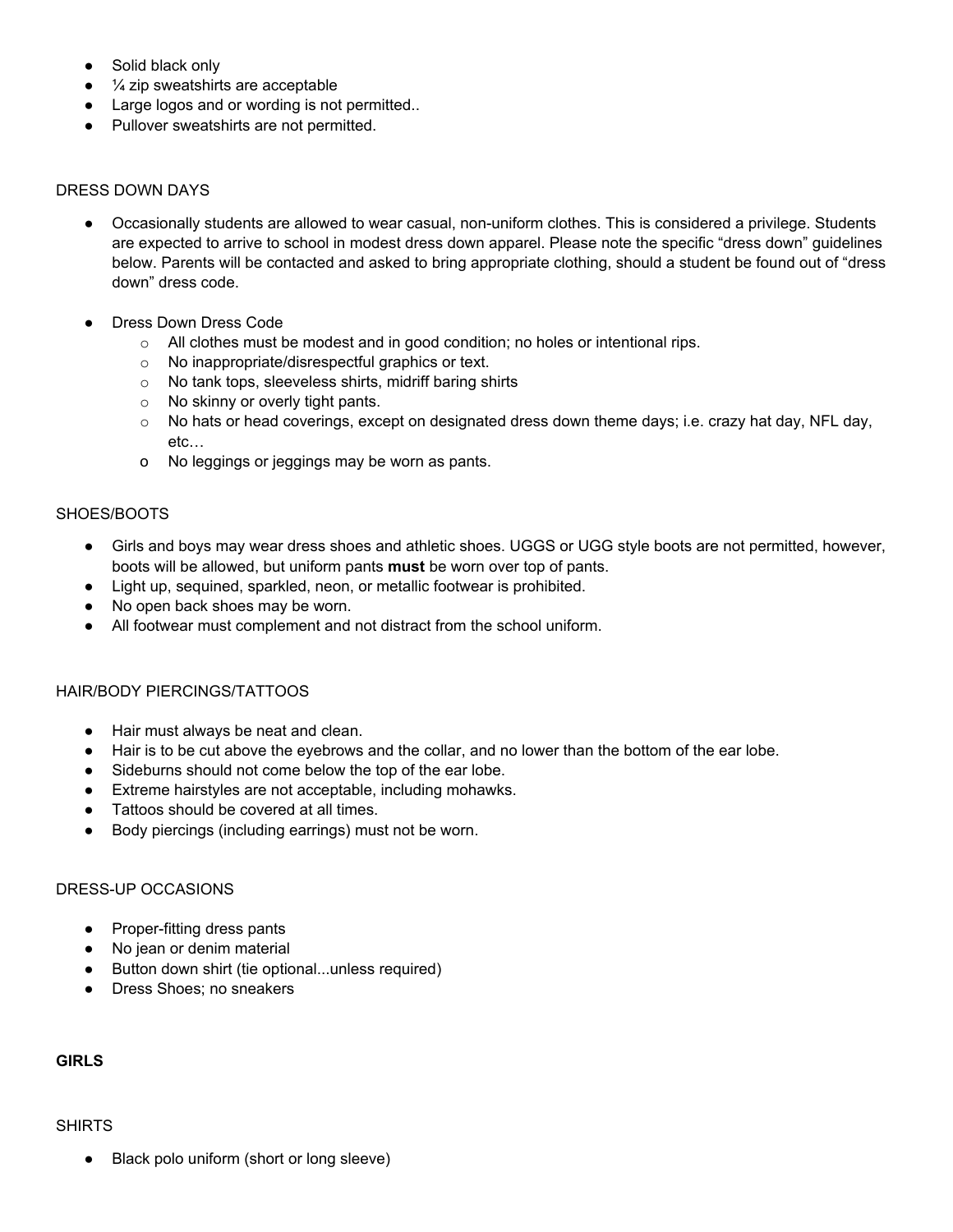- Solid black only
- ¼ zip sweatshirts are acceptable
- Large logos and or wording is not permitted..
- Pullover sweatshirts are not permitted.

DRESS DOWN DAYS

- Occasionally students are allowed to wear casual, non-uniform clothes. This is considered a privilege. Students are expected to arrive to school in modest dress down apparel. Please note the specific "dress down" guidelines below. Parents will be contacted and asked to bring appropriate clothing, should a student be found out of "dress down" dress code.

- Dress Down Dress Code
  - All clothes must be modest and in good condition; no holes or intentional rips.
  - No inappropriate/disrespectful graphics or text.
  - No tank tops, sleeveless shirts, midriff baring shirts
  - No skinny or overly tight pants.
  - No hats or head coverings, except on designated dress down theme days; i.e. crazy hat day, NFL day, etc…
  - No leggings or jeggings may be worn as pants.

SHOES/BOOTS

- Girls and boys may wear dress shoes and athletic shoes. UGGS or UGG style boots are not permitted, however, boots will be allowed, but uniform pants **must** be worn over top of pants.
- Light up, sequined, sparkled, neon, or metallic footwear is prohibited.
- No open back shoes may be worn.
- All footwear must complement and not distract from the school uniform.

HAIR/BODY PIERCINGS/TATTOOS

- Hair must always be neat and clean.
- Hair is to be cut above the eyebrows and the collar, and no lower than the bottom of the ear lobe.
- Sideburns should not come below the top of the ear lobe.
- Extreme hairstyles are not acceptable, including mohawks.
- Tattoos should be covered at all times.
- Body piercings (including earrings) must not be worn.

DRESS-UP OCCASIONS

- Proper-fitting dress pants
- No jean or denim material
- Button down shirt (tie optional...unless required)
- Dress Shoes; no sneakers

**GIRLS**

SHIRTS

- Black polo uniform (short or long sleeve)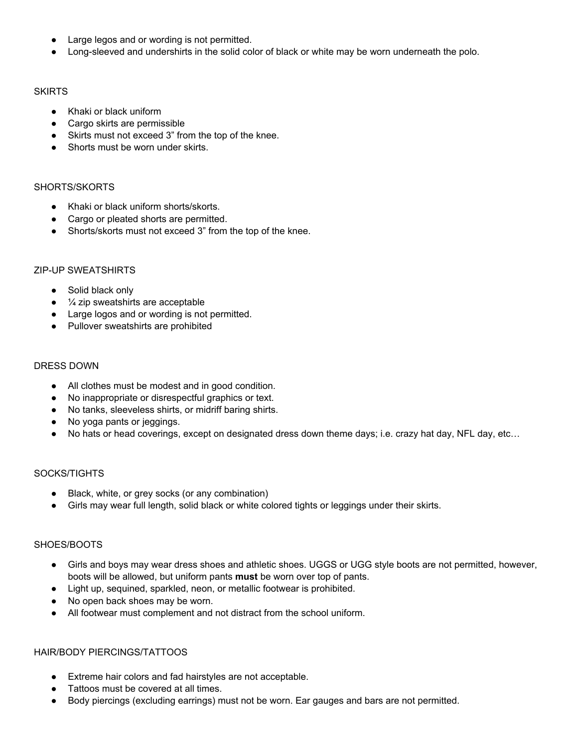- Large legos and or wording is not permitted.
- Long-sleeved and undershirts in the solid color of black or white may be worn underneath the polo.

SKIRTS

- Khaki or black uniform
- Cargo skirts are permissible
- Skirts must not exceed 3" from the top of the knee.
- Shorts must be worn under skirts.

SHORTS/SKORTS

- Khaki or black uniform shorts/skorts.
- Cargo or pleated shorts are permitted.
- Shorts/skorts must not exceed 3" from the top of the knee.

ZIP-UP SWEATSHIRTS

- Solid black only
- ¼ zip sweatshirts are acceptable
- Large logos and or wording is not permitted.
- Pullover sweatshirts are prohibited

DRESS DOWN

- All clothes must be modest and in good condition.
- No inappropriate or disrespectful graphics or text.
- No tanks, sleeveless shirts, or midriff baring shirts.
- No yoga pants or jeggings.
- No hats or head coverings, except on designated dress down theme days; i.e. crazy hat day, NFL day, etc…

SOCKS/TIGHTS

- Black, white, or grey socks (or any combination)
- Girls may wear full length, solid black or white colored tights or leggings under their skirts.

SHOES/BOOTS

- Girls and boys may wear dress shoes and athletic shoes. UGGS or UGG style boots are not permitted, however, boots will be allowed, but uniform pants **must** be worn over top of pants.
- Light up, sequined, sparkled, neon, or metallic footwear is prohibited.
- No open back shoes may be worn.
- All footwear must complement and not distract from the school uniform.

HAIR/BODY PIERCINGS/TATTOOS

- Extreme hair colors and fad hairstyles are not acceptable.
- Tattoos must be covered at all times.
- Body piercings (excluding earrings) must not be worn. Ear gauges and bars are not permitted.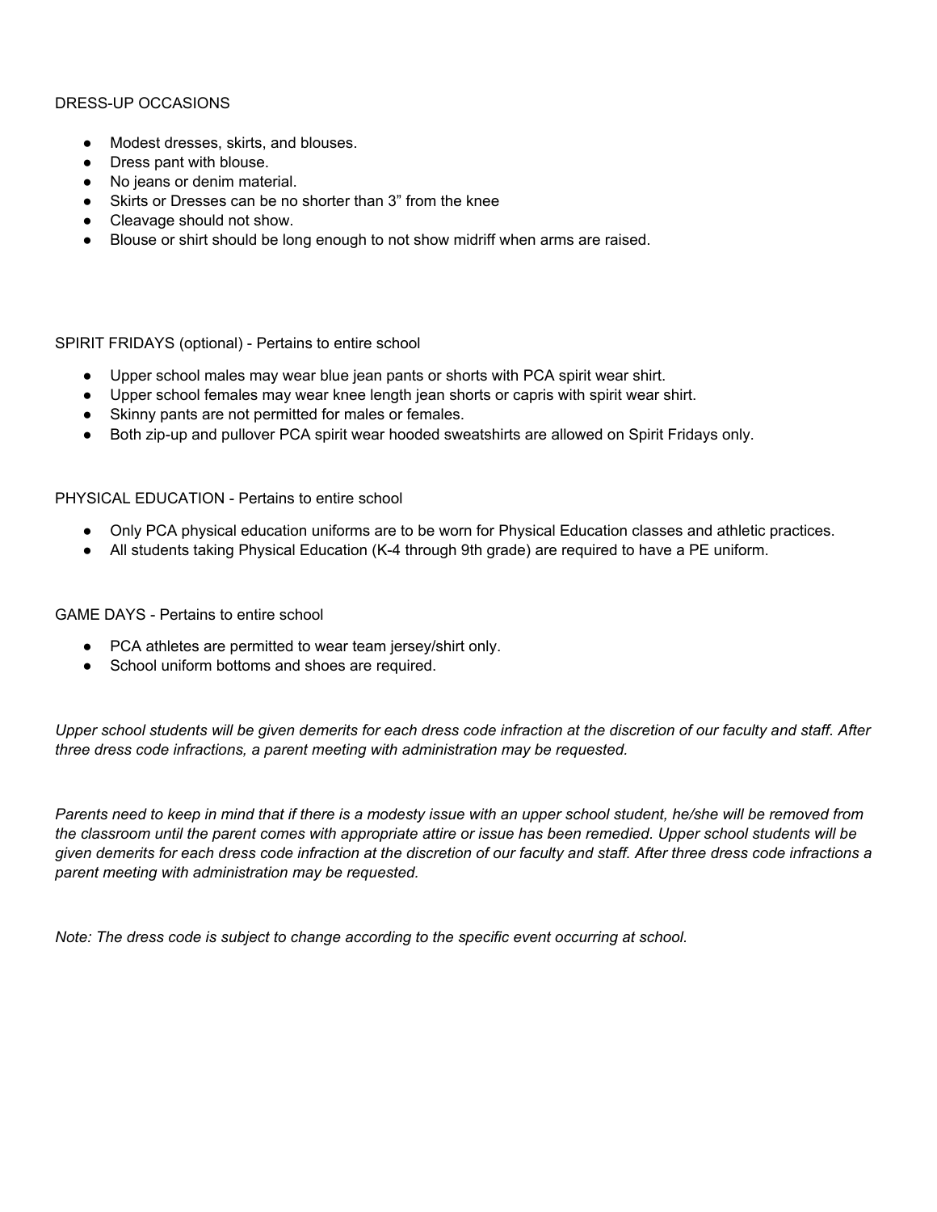DRESS-UP OCCASIONS

- Modest dresses, skirts, and blouses.
- Dress pant with blouse.
- No jeans or denim material.
- Skirts or Dresses can be no shorter than 3” from the knee
- Cleavage should not show.
- Blouse or shirt should be long enough to not show midriff when arms are raised.

SPIRIT FRIDAYS (optional) - Pertains to entire school

- Upper school males may wear blue jean pants or shorts with PCA spirit wear shirt.
- Upper school females may wear knee length jean shorts or capris with spirit wear shirt.
- Skinny pants are not permitted for males or females.
- Both zip-up and pullover PCA spirit wear hooded sweatshirts are allowed on Spirit Fridays only.

PHYSICAL EDUCATION - Pertains to entire school

- Only PCA physical education uniforms are to be worn for Physical Education classes and athletic practices.
- All students taking Physical Education (K-4 through 9th grade) are required to have a PE uniform.

GAME DAYS - Pertains to entire school

- PCA athletes are permitted to wear team jersey/shirt only.
- School uniform bottoms and shoes are required.

*Upper school students will be given demerits for each dress code infraction at the discretion of our faculty and staff. After three dress code infractions, a parent meeting with administration may be requested.*

*Parents need to keep in mind that if there is a modesty issue with an upper school student, he/she will be removed from the classroom until the parent comes with appropriate attire or issue has been remedied. Upper school students will be given demerits for each dress code infraction at the discretion of our faculty and staff. After three dress code infractions a parent meeting with administration may be requested.*

*Note: The dress code is subject to change according to the specific event occurring at school.*